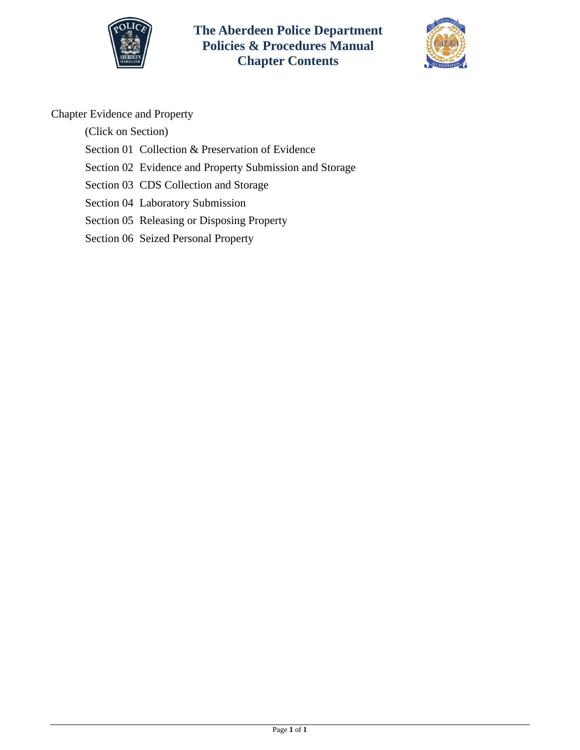# The Aberdeen Police Department
# Policies & Procedures Manual
# Chapter Contents

Chapter Evidence and Property

(Click on Section)

Section 01 Collection & Preservation of Evidence

Section 02 Evidence and Property Submission and Storage

Section 03 CDS Collection and Storage

Section 04 Laboratory Submission

Section 05 Releasing or Disposing Property

Section 06 Seized Personal Property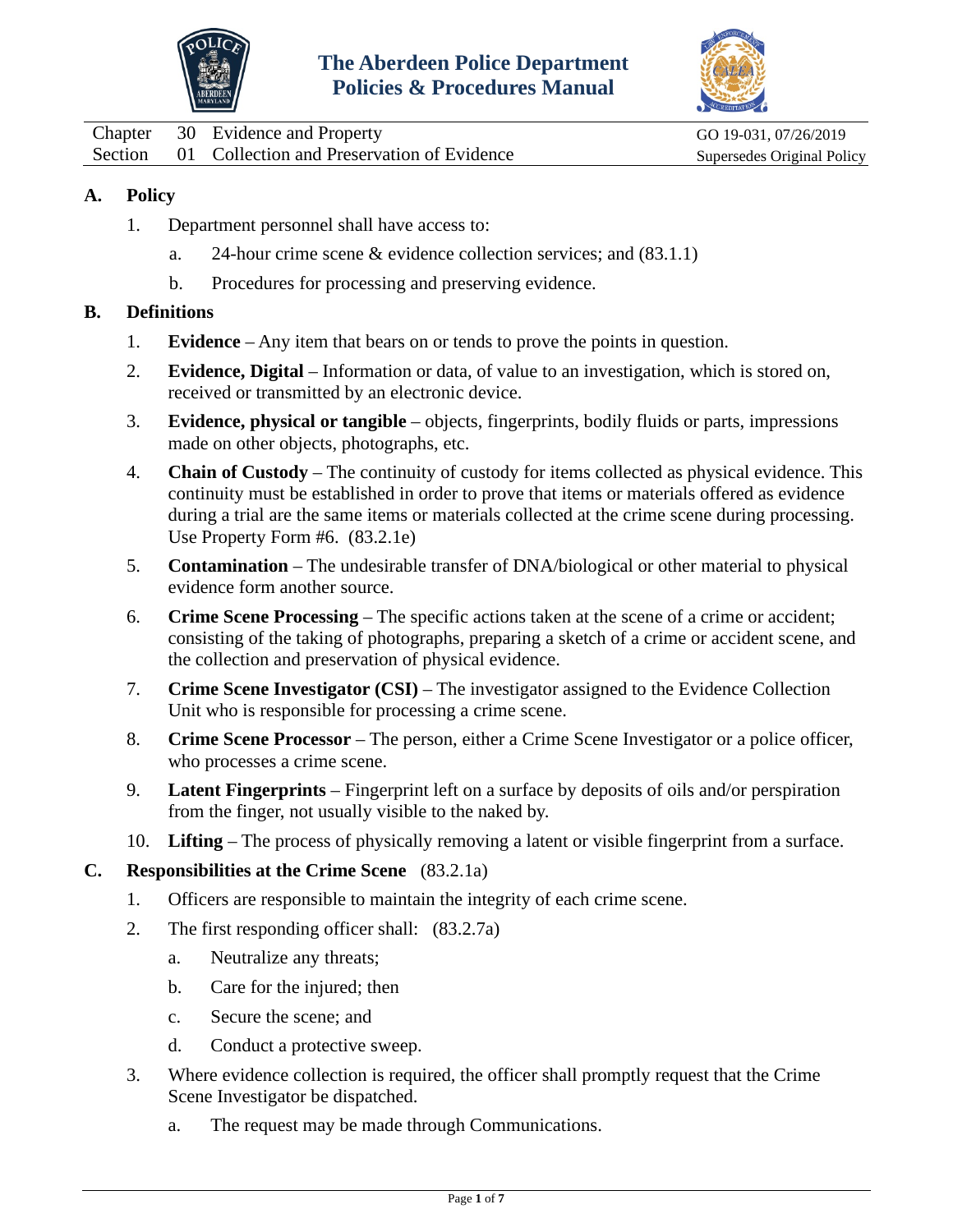# The Aberdeen Police Department
# Policies & Procedures Manual

| | | | |
|---|---|---|---|
| Chapter | 30 | Evidence and Property | GO 19-031, 07/26/2019 |
| Section | 01 | Collection and Preservation of Evidence | Supersedes Original Policy |

**A. Policy**

1. Department personnel shall have access to:
   a. 24-hour crime scene & evidence collection services; and (83.1.1)
   b. Procedures for processing and preserving evidence.

**B. Definitions**

1. **Evidence** – Any item that bears on or tends to prove the points in question.
2. **Evidence, Digital** – Information or data, of value to an investigation, which is stored on, received or transmitted by an electronic device.
3. **Evidence, physical or tangible** – objects, fingerprints, bodily fluids or parts, impressions made on other objects, photographs, etc.
4. **Chain of Custody** – The continuity of custody for items collected as physical evidence. This continuity must be established in order to prove that items or materials offered as evidence during a trial are the same items or materials collected at the crime scene during processing. Use Property Form #6. (83.2.1e)
5. **Contamination** – The undesirable transfer of DNA/biological or other material to physical evidence form another source.
6. **Crime Scene Processing** – The specific actions taken at the scene of a crime or accident; consisting of the taking of photographs, preparing a sketch of a crime or accident scene, and the collection and preservation of physical evidence.
7. **Crime Scene Investigator (CSI)** – The investigator assigned to the Evidence Collection Unit who is responsible for processing a crime scene.
8. **Crime Scene Processor** – The person, either a Crime Scene Investigator or a police officer, who processes a crime scene.
9. **Latent Fingerprints** – Fingerprint left on a surface by deposits of oils and/or perspiration from the finger, not usually visible to the naked by.
10. **Lifting** – The process of physically removing a latent or visible fingerprint from a surface.

**C. Responsibilities at the Crime Scene** (83.2.1a)

1. Officers are responsible to maintain the integrity of each crime scene.
2. The first responding officer shall: (83.2.7a)
   a. Neutralize any threats;
   b. Care for the injured; then
   c. Secure the scene; and
   d. Conduct a protective sweep.
3. Where evidence collection is required, the officer shall promptly request that the Crime Scene Investigator be dispatched.
   a. The request may be made through Communications.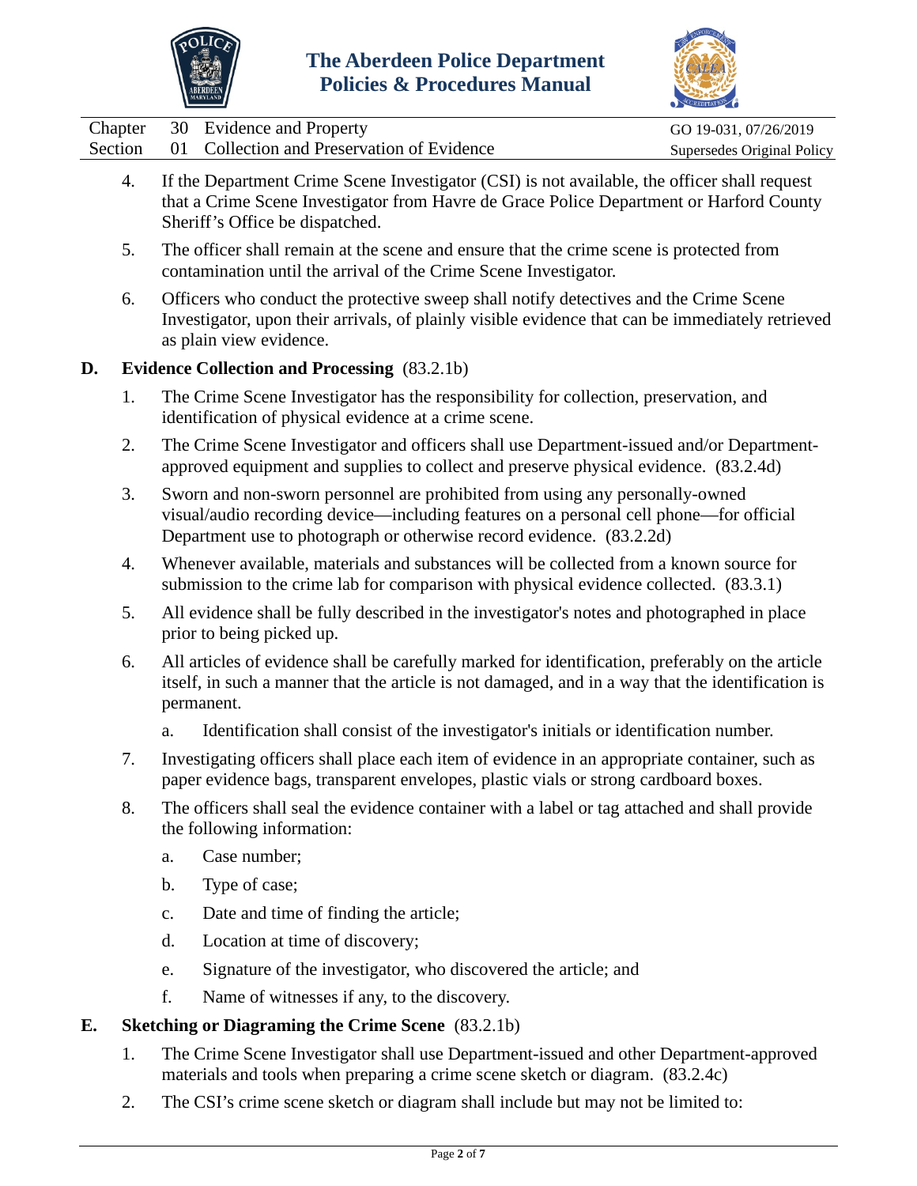4. If the Department Crime Scene Investigator (CSI) is not available, the officer shall request that a Crime Scene Investigator from Havre de Grace Police Department or Harford County Sheriff's Office be dispatched.

5. The officer shall remain at the scene and ensure that the crime scene is protected from contamination until the arrival of the Crime Scene Investigator.

6. Officers who conduct the protective sweep shall notify detectives and the Crime Scene Investigator, upon their arrivals, of plainly visible evidence that can be immediately retrieved as plain view evidence.

**D. Evidence Collection and Processing** (83.2.1b)

1. The Crime Scene Investigator has the responsibility for collection, preservation, and identification of physical evidence at a crime scene.

2. The Crime Scene Investigator and officers shall use Department-issued and/or Department-approved equipment and supplies to collect and preserve physical evidence. (83.2.4d)

3. Sworn and non-sworn personnel are prohibited from using any personally-owned visual/audio recording device—including features on a personal cell phone—for official Department use to photograph or otherwise record evidence. (83.2.2d)

4. Whenever available, materials and substances will be collected from a known source for submission to the crime lab for comparison with physical evidence collected. (83.3.1)

5. All evidence shall be fully described in the investigator's notes and photographed in place prior to being picked up.

6. All articles of evidence shall be carefully marked for identification, preferably on the article itself, in such a manner that the article is not damaged, and in a way that the identification is permanent.

   a. Identification shall consist of the investigator's initials or identification number.

7. Investigating officers shall place each item of evidence in an appropriate container, such as paper evidence bags, transparent envelopes, plastic vials or strong cardboard boxes.

8. The officers shall seal the evidence container with a label or tag attached and shall provide the following information:

   a. Case number;

   b. Type of case;

   c. Date and time of finding the article;

   d. Location at time of discovery;

   e. Signature of the investigator, who discovered the article; and

   f. Name of witnesses if any, to the discovery.

**E. Sketching or Diagraming the Crime Scene** (83.2.1b)

1. The Crime Scene Investigator shall use Department-issued and other Department-approved materials and tools when preparing a crime scene sketch or diagram. (83.2.4c)

2. The CSI's crime scene sketch or diagram shall include but may not be limited to: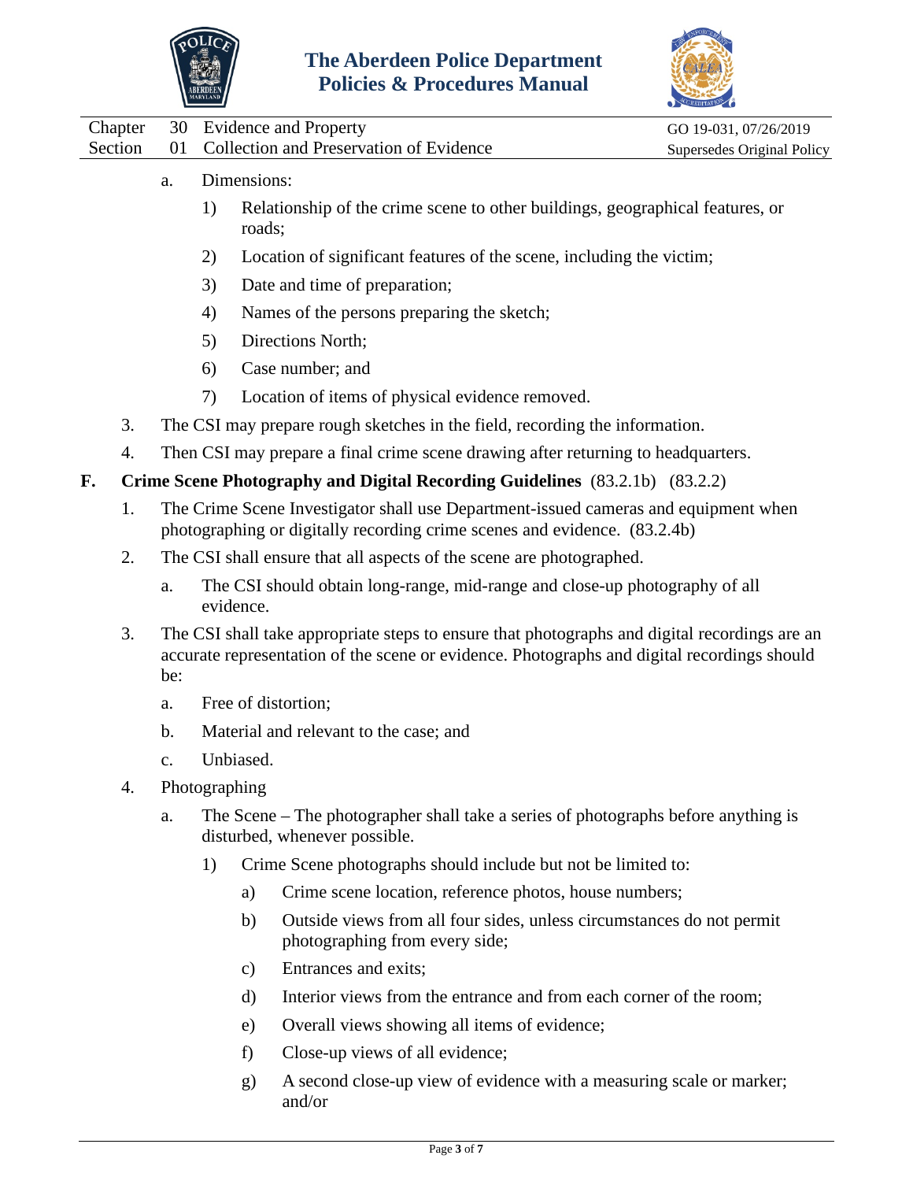a. Dimensions:

   1) Relationship of the crime scene to other buildings, geographical features, or roads;

   2) Location of significant features of the scene, including the victim;

   3) Date and time of preparation;

   4) Names of the persons preparing the sketch;

   5) Directions North;

   6) Case number; and

   7) Location of items of physical evidence removed.

3. The CSI may prepare rough sketches in the field, recording the information.

4. Then CSI may prepare a final crime scene drawing after returning to headquarters.

**F. Crime Scene Photography and Digital Recording Guidelines** (83.2.1b) (83.2.2)

1. The Crime Scene Investigator shall use Department-issued cameras and equipment when photographing or digitally recording crime scenes and evidence. (83.2.4b)

2. The CSI shall ensure that all aspects of the scene are photographed.

   a. The CSI should obtain long-range, mid-range and close-up photography of all evidence.

3. The CSI shall take appropriate steps to ensure that photographs and digital recordings are an accurate representation of the scene or evidence. Photographs and digital recordings should be:

   a. Free of distortion;

   b. Material and relevant to the case; and

   c. Unbiased.

4. Photographing

   a. The Scene – The photographer shall take a series of photographs before anything is disturbed, whenever possible.

      1) Crime Scene photographs should include but not be limited to:

         a) Crime scene location, reference photos, house numbers;

         b) Outside views from all four sides, unless circumstances do not permit photographing from every side;

         c) Entrances and exits;

         d) Interior views from the entrance and from each corner of the room;

         e) Overall views showing all items of evidence;

         f) Close-up views of all evidence;

         g) A second close-up view of evidence with a measuring scale or marker; and/or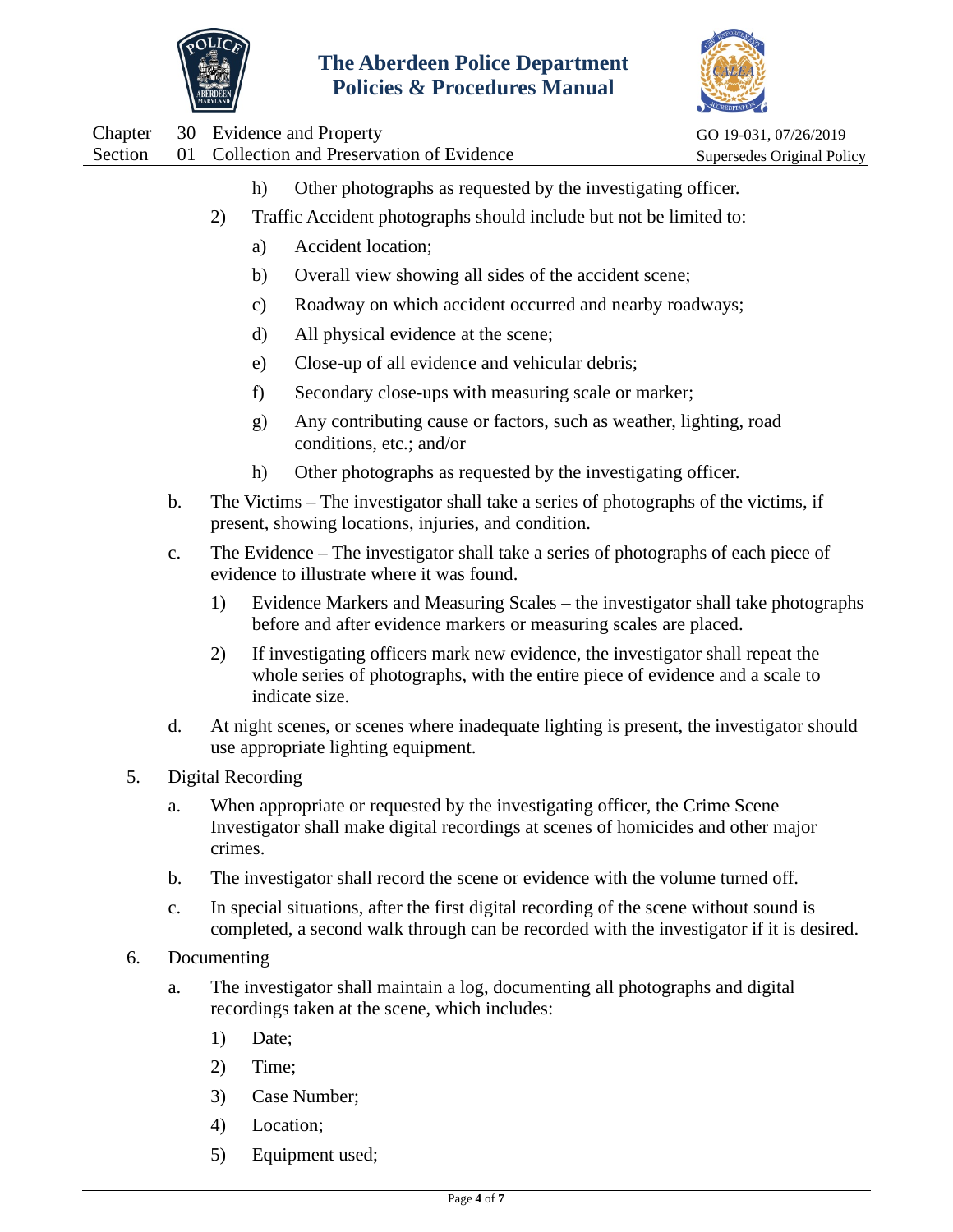h) Other photographs as requested by the investigating officer.

2) Traffic Accident photographs should include but not be limited to:

a) Accident location;

b) Overall view showing all sides of the accident scene;

c) Roadway on which accident occurred and nearby roadways;

d) All physical evidence at the scene;

e) Close-up of all evidence and vehicular debris;

f) Secondary close-ups with measuring scale or marker;

g) Any contributing cause or factors, such as weather, lighting, road conditions, etc.; and/or

h) Other photographs as requested by the investigating officer.

b. The Victims – The investigator shall take a series of photographs of the victims, if present, showing locations, injuries, and condition.

c. The Evidence – The investigator shall take a series of photographs of each piece of evidence to illustrate where it was found.

1) Evidence Markers and Measuring Scales – the investigator shall take photographs before and after evidence markers or measuring scales are placed.

2) If investigating officers mark new evidence, the investigator shall repeat the whole series of photographs, with the entire piece of evidence and a scale to indicate size.

d. At night scenes, or scenes where inadequate lighting is present, the investigator should use appropriate lighting equipment.

5. Digital Recording

a. When appropriate or requested by the investigating officer, the Crime Scene Investigator shall make digital recordings at scenes of homicides and other major crimes.

b. The investigator shall record the scene or evidence with the volume turned off.

c. In special situations, after the first digital recording of the scene without sound is completed, a second walk through can be recorded with the investigator if it is desired.

6. Documenting

a. The investigator shall maintain a log, documenting all photographs and digital recordings taken at the scene, which includes:

1) Date;

2) Time;

3) Case Number;

4) Location;

5) Equipment used;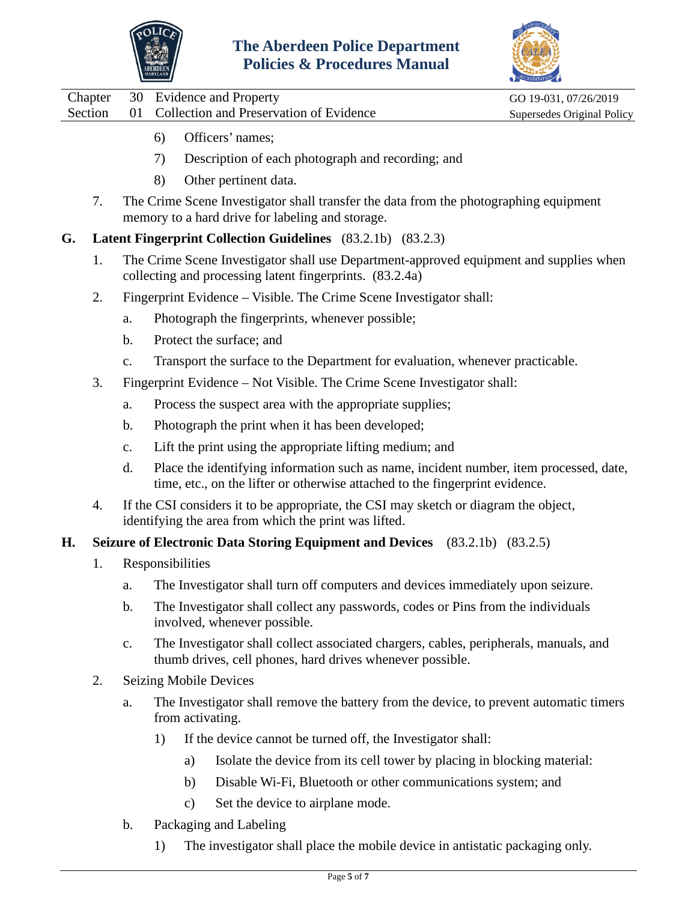6) Officers' names;

7) Description of each photograph and recording; and

8) Other pertinent data.

7. The Crime Scene Investigator shall transfer the data from the photographing equipment memory to a hard drive for labeling and storage.

**G. Latent Fingerprint Collection Guidelines** (83.2.1b) (83.2.3)

1. The Crime Scene Investigator shall use Department-approved equipment and supplies when collecting and processing latent fingerprints. (83.2.4a)

2. Fingerprint Evidence – Visible. The Crime Scene Investigator shall:

   a. Photograph the fingerprints, whenever possible;

   b. Protect the surface; and

   c. Transport the surface to the Department for evaluation, whenever practicable.

3. Fingerprint Evidence – Not Visible. The Crime Scene Investigator shall:

   a. Process the suspect area with the appropriate supplies;

   b. Photograph the print when it has been developed;

   c. Lift the print using the appropriate lifting medium; and

   d. Place the identifying information such as name, incident number, item processed, date, time, etc., on the lifter or otherwise attached to the fingerprint evidence.

4. If the CSI considers it to be appropriate, the CSI may sketch or diagram the object, identifying the area from which the print was lifted.

**H. Seizure of Electronic Data Storing Equipment and Devices** (83.2.1b) (83.2.5)

1. Responsibilities

   a. The Investigator shall turn off computers and devices immediately upon seizure.

   b. The Investigator shall collect any passwords, codes or Pins from the individuals involved, whenever possible.

   c. The Investigator shall collect associated chargers, cables, peripherals, manuals, and thumb drives, cell phones, hard drives whenever possible.

2. Seizing Mobile Devices

   a. The Investigator shall remove the battery from the device, to prevent automatic timers from activating.

      1) If the device cannot be turned off, the Investigator shall:

         a) Isolate the device from its cell tower by placing in blocking material:

         b) Disable Wi-Fi, Bluetooth or other communications system; and

         c) Set the device to airplane mode.

   b. Packaging and Labeling

      1) The investigator shall place the mobile device in antistatic packaging only.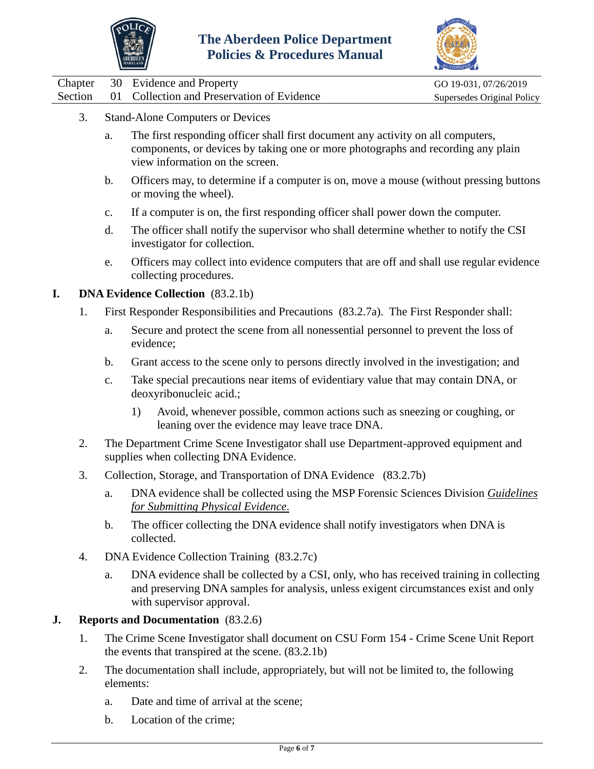3. Stand-Alone Computers or Devices

   a. The first responding officer shall first document any activity on all computers, components, or devices by taking one or more photographs and recording any plain view information on the screen.

   b. Officers may, to determine if a computer is on, move a mouse (without pressing buttons or moving the wheel).

   c. If a computer is on, the first responding officer shall power down the computer.

   d. The officer shall notify the supervisor who shall determine whether to notify the CSI investigator for collection.

   e. Officers may collect into evidence computers that are off and shall use regular evidence collecting procedures.

## I. DNA Evidence Collection (83.2.1b)

1. First Responder Responsibilities and Precautions (83.2.7a). The First Responder shall:

   a. Secure and protect the scene from all nonessential personnel to prevent the loss of evidence;

   b. Grant access to the scene only to persons directly involved in the investigation; and

   c. Take special precautions near items of evidentiary value that may contain DNA, or deoxyribonucleic acid.;

      1) Avoid, whenever possible, common actions such as sneezing or coughing, or leaning over the evidence may leave trace DNA.

2. The Department Crime Scene Investigator shall use Department-approved equipment and supplies when collecting DNA Evidence.

3. Collection, Storage, and Transportation of DNA Evidence (83.2.7b)

   a. DNA evidence shall be collected using the MSP Forensic Sciences Division *Guidelines for Submitting Physical Evidence.*

   b. The officer collecting the DNA evidence shall notify investigators when DNA is collected.

4. DNA Evidence Collection Training (83.2.7c)

   a. DNA evidence shall be collected by a CSI, only, who has received training in collecting and preserving DNA samples for analysis, unless exigent circumstances exist and only with supervisor approval.

## J. Reports and Documentation (83.2.6)

1. The Crime Scene Investigator shall document on CSU Form 154 - Crime Scene Unit Report the events that transpired at the scene. (83.2.1b)

2. The documentation shall include, appropriately, but will not be limited to, the following elements:

   a. Date and time of arrival at the scene;

   b. Location of the crime;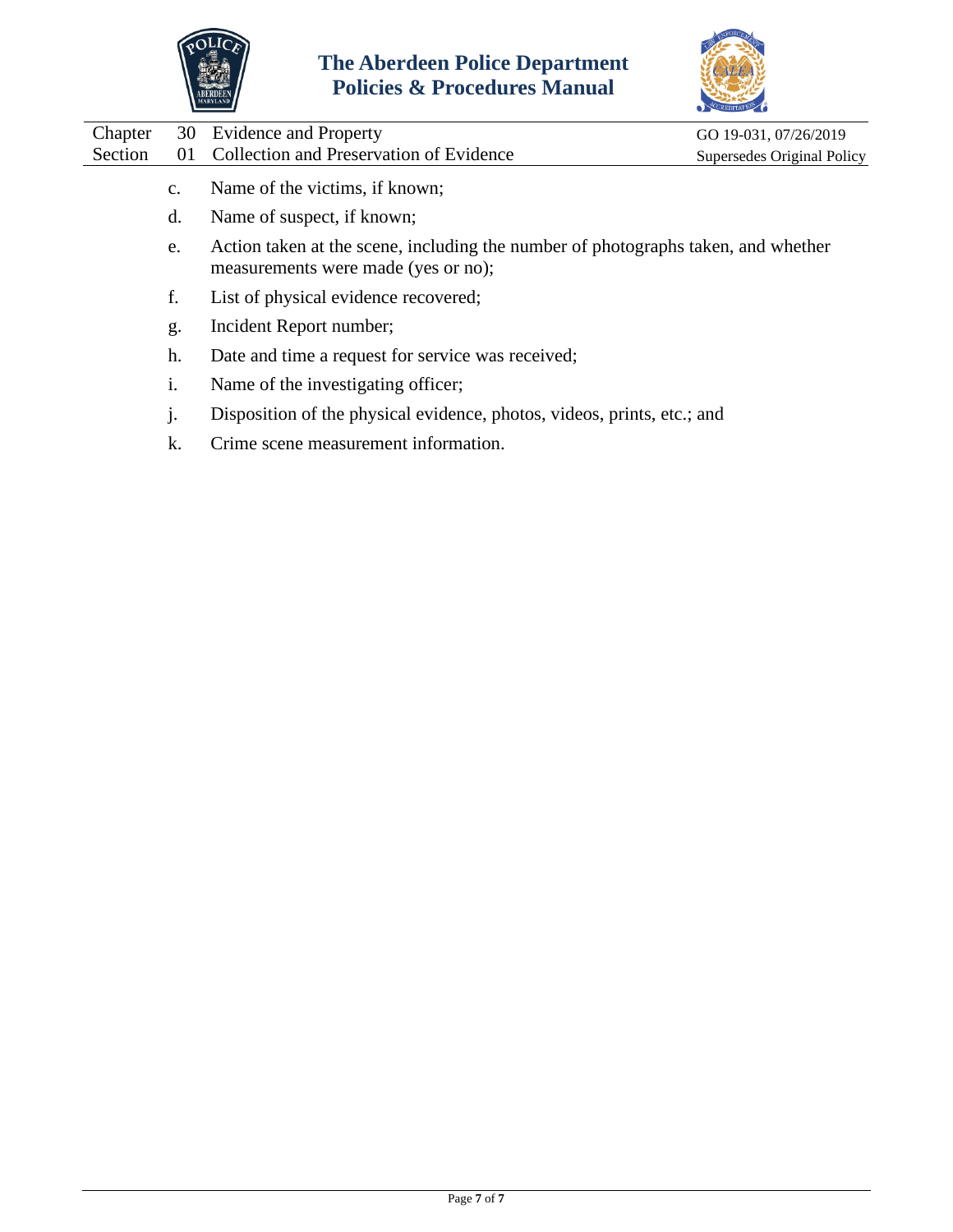c. Name of the victims, if known;

d. Name of suspect, if known;

e. Action taken at the scene, including the number of photographs taken, and whether measurements were made (yes or no);

f. List of physical evidence recovered;

g. Incident Report number;

h. Date and time a request for service was received;

i. Name of the investigating officer;

j. Disposition of the physical evidence, photos, videos, prints, etc.; and

k. Crime scene measurement information.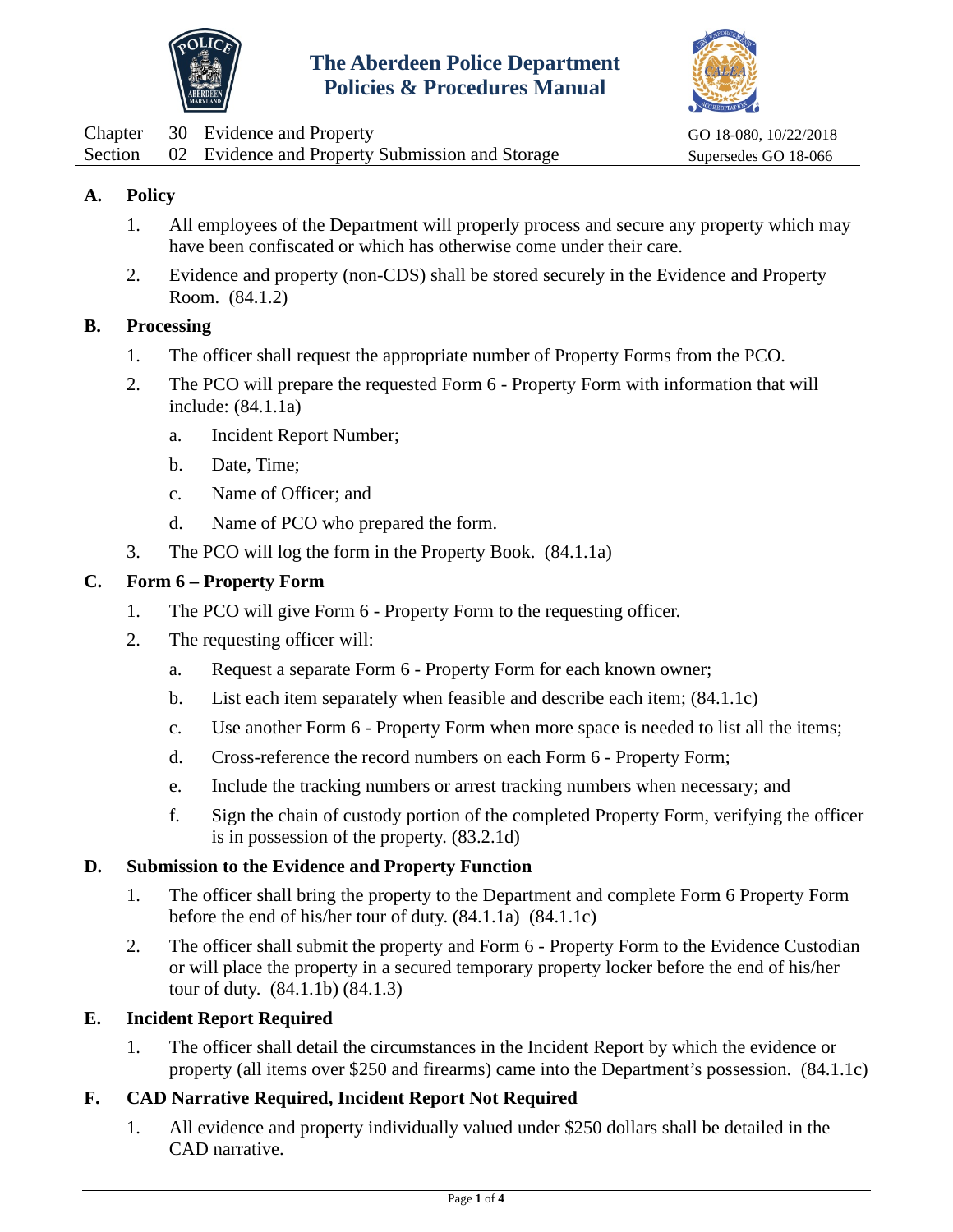# The Aberdeen Police Department
# Policies & Procedures Manual

| | | | |
|---|---|---|---|
| Chapter | 30 | Evidence and Property | GO 18-080, 10/22/2018 |
| Section | 02 | Evidence and Property Submission and Storage | Supersedes GO 18-066 |

## A. Policy

1. All employees of the Department will properly process and secure any property which may have been confiscated or which has otherwise come under their care.
2. Evidence and property (non-CDS) shall be stored securely in the Evidence and Property Room. (84.1.2)

## B. Processing

1. The officer shall request the appropriate number of Property Forms from the PCO.
2. The PCO will prepare the requested Form 6 - Property Form with information that will include: (84.1.1a)
   a. Incident Report Number;
   b. Date, Time;
   c. Name of Officer; and
   d. Name of PCO who prepared the form.
3. The PCO will log the form in the Property Book. (84.1.1a)

## C. Form 6 – Property Form

1. The PCO will give Form 6 - Property Form to the requesting officer.
2. The requesting officer will:
   a. Request a separate Form 6 - Property Form for each known owner;
   b. List each item separately when feasible and describe each item; (84.1.1c)
   c. Use another Form 6 - Property Form when more space is needed to list all the items;
   d. Cross-reference the record numbers on each Form 6 - Property Form;
   e. Include the tracking numbers or arrest tracking numbers when necessary; and
   f. Sign the chain of custody portion of the completed Property Form, verifying the officer is in possession of the property. (83.2.1d)

## D. Submission to the Evidence and Property Function

1. The officer shall bring the property to the Department and complete Form 6 Property Form before the end of his/her tour of duty. (84.1.1a) (84.1.1c)
2. The officer shall submit the property and Form 6 - Property Form to the Evidence Custodian or will place the property in a secured temporary property locker before the end of his/her tour of duty. (84.1.1b) (84.1.3)

## E. Incident Report Required

1. The officer shall detail the circumstances in the Incident Report by which the evidence or property (all items over $250 and firearms) came into the Department's possession. (84.1.1c)

## F. CAD Narrative Required, Incident Report Not Required

1. All evidence and property individually valued under $250 dollars shall be detailed in the CAD narrative.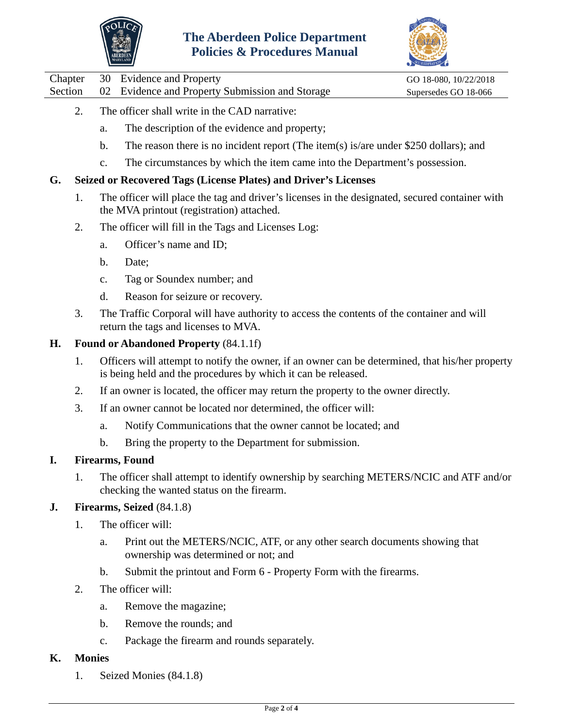2. The officer shall write in the CAD narrative:
   a. The description of the evidence and property;
   b. The reason there is no incident report (The item(s) is/are under $250 dollars); and
   c. The circumstances by which the item came into the Department's possession.

**G. Seized or Recovered Tags (License Plates) and Driver's Licenses**

1. The officer will place the tag and driver's licenses in the designated, secured container with the MVA printout (registration) attached.
2. The officer will fill in the Tags and Licenses Log:
   a. Officer's name and ID;
   b. Date;
   c. Tag or Soundex number; and
   d. Reason for seizure or recovery.
3. The Traffic Corporal will have authority to access the contents of the container and will return the tags and licenses to MVA.

**H. Found or Abandoned Property** (84.1.1f)

1. Officers will attempt to notify the owner, if an owner can be determined, that his/her property is being held and the procedures by which it can be released.
2. If an owner is located, the officer may return the property to the owner directly.
3. If an owner cannot be located nor determined, the officer will:
   a. Notify Communications that the owner cannot be located; and
   b. Bring the property to the Department for submission.

**I. Firearms, Found**

1. The officer shall attempt to identify ownership by searching METERS/NCIC and ATF and/or checking the wanted status on the firearm.

**J. Firearms, Seized** (84.1.8)

1. The officer will:
   a. Print out the METERS/NCIC, ATF, or any other search documents showing that ownership was determined or not; and
   b. Submit the printout and Form 6 - Property Form with the firearms.
2. The officer will:
   a. Remove the magazine;
   b. Remove the rounds; and
   c. Package the firearm and rounds separately.

**K. Monies**

1. Seized Monies (84.1.8)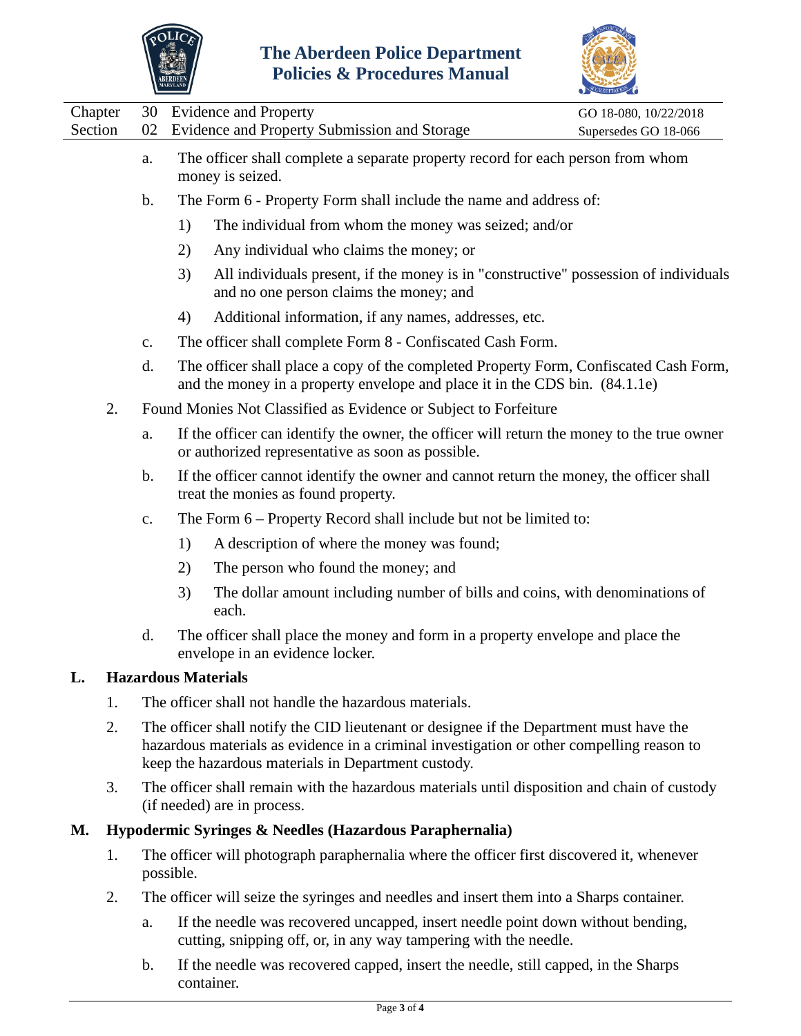a. The officer shall complete a separate property record for each person from whom money is seized.

b. The Form 6 - Property Form shall include the name and address of:

   1) The individual from whom the money was seized; and/or

   2) Any individual who claims the money; or

   3) All individuals present, if the money is in "constructive" possession of individuals and no one person claims the money; and

   4) Additional information, if any names, addresses, etc.

c. The officer shall complete Form 8 - Confiscated Cash Form.

d. The officer shall place a copy of the completed Property Form, Confiscated Cash Form, and the money in a property envelope and place it in the CDS bin. (84.1.1e)

2. Found Monies Not Classified as Evidence or Subject to Forfeiture

   a. If the officer can identify the owner, the officer will return the money to the true owner or authorized representative as soon as possible.

   b. If the officer cannot identify the owner and cannot return the money, the officer shall treat the monies as found property.

   c. The Form 6 – Property Record shall include but not be limited to:

      1) A description of where the money was found;

      2) The person who found the money; and

      3) The dollar amount including number of bills and coins, with denominations of each.

   d. The officer shall place the money and form in a property envelope and place the envelope in an evidence locker.

## L. Hazardous Materials

1. The officer shall not handle the hazardous materials.

2. The officer shall notify the CID lieutenant or designee if the Department must have the hazardous materials as evidence in a criminal investigation or other compelling reason to keep the hazardous materials in Department custody.

3. The officer shall remain with the hazardous materials until disposition and chain of custody (if needed) are in process.

## M. Hypodermic Syringes & Needles (Hazardous Paraphernalia)

1. The officer will photograph paraphernalia where the officer first discovered it, whenever possible.

2. The officer will seize the syringes and needles and insert them into a Sharps container.

   a. If the needle was recovered uncapped, insert needle point down without bending, cutting, snipping off, or, in any way tampering with the needle.

   b. If the needle was recovered capped, insert the needle, still capped, in the Sharps container.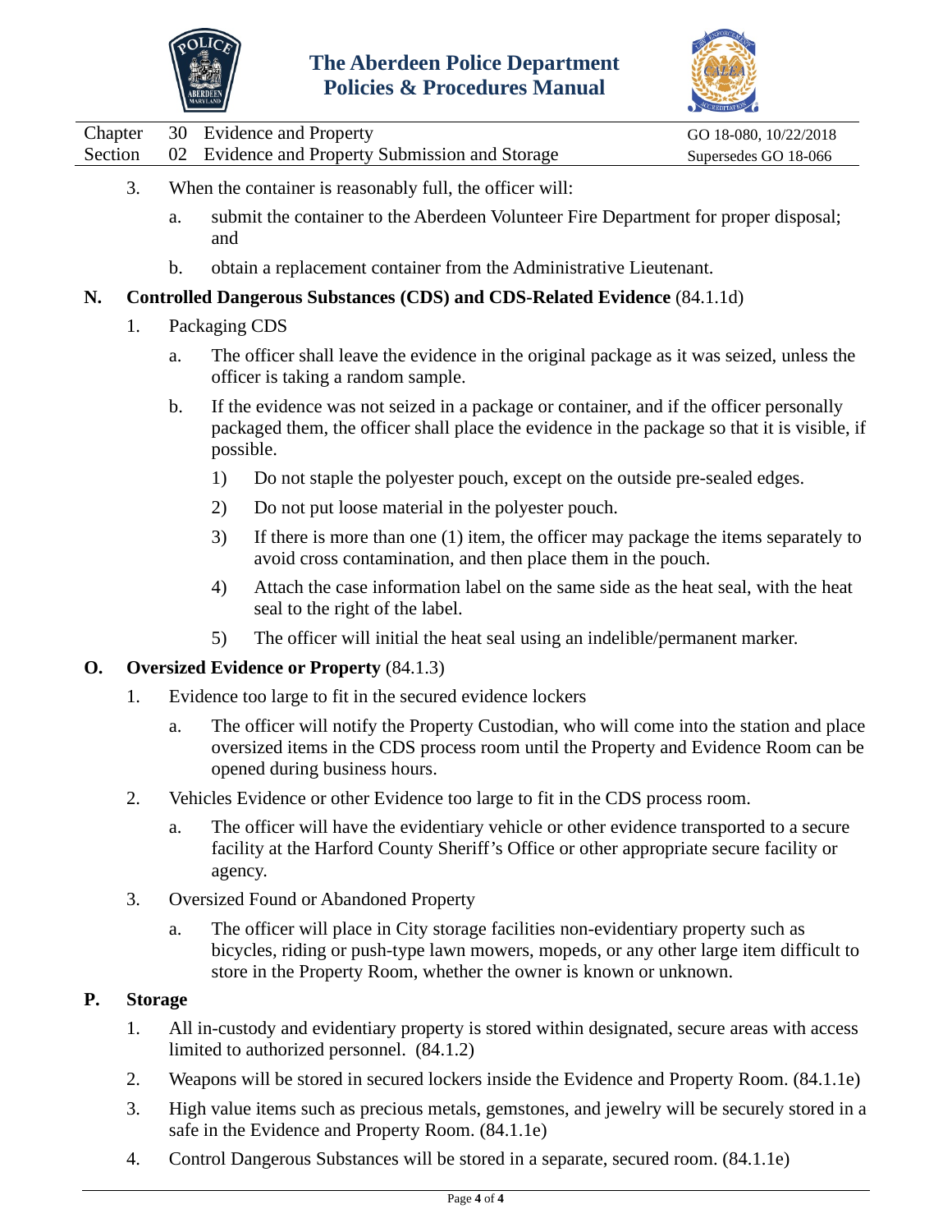3. When the container is reasonably full, the officer will:

   a. submit the container to the Aberdeen Volunteer Fire Department for proper disposal; and

   b. obtain a replacement container from the Administrative Lieutenant.

**N. Controlled Dangerous Substances (CDS) and CDS-Related Evidence** (84.1.1d)

1. Packaging CDS

   a. The officer shall leave the evidence in the original package as it was seized, unless the officer is taking a random sample.

   b. If the evidence was not seized in a package or container, and if the officer personally packaged them, the officer shall place the evidence in the package so that it is visible, if possible.

      1) Do not staple the polyester pouch, except on the outside pre-sealed edges.

      2) Do not put loose material in the polyester pouch.

      3) If there is more than one (1) item, the officer may package the items separately to avoid cross contamination, and then place them in the pouch.

      4) Attach the case information label on the same side as the heat seal, with the heat seal to the right of the label.

      5) The officer will initial the heat seal using an indelible/permanent marker.

**O. Oversized Evidence or Property** (84.1.3)

1. Evidence too large to fit in the secured evidence lockers

   a. The officer will notify the Property Custodian, who will come into the station and place oversized items in the CDS process room until the Property and Evidence Room can be opened during business hours.

2. Vehicles Evidence or other Evidence too large to fit in the CDS process room.

   a. The officer will have the evidentiary vehicle or other evidence transported to a secure facility at the Harford County Sheriff's Office or other appropriate secure facility or agency.

3. Oversized Found or Abandoned Property

   a. The officer will place in City storage facilities non-evidentiary property such as bicycles, riding or push-type lawn mowers, mopeds, or any other large item difficult to store in the Property Room, whether the owner is known or unknown.

**P. Storage**

1. All in-custody and evidentiary property is stored within designated, secure areas with access limited to authorized personnel. (84.1.2)

2. Weapons will be stored in secured lockers inside the Evidence and Property Room. (84.1.1e)

3. High value items such as precious metals, gemstones, and jewelry will be securely stored in a safe in the Evidence and Property Room. (84.1.1e)

4. Control Dangerous Substances will be stored in a separate, secured room. (84.1.1e)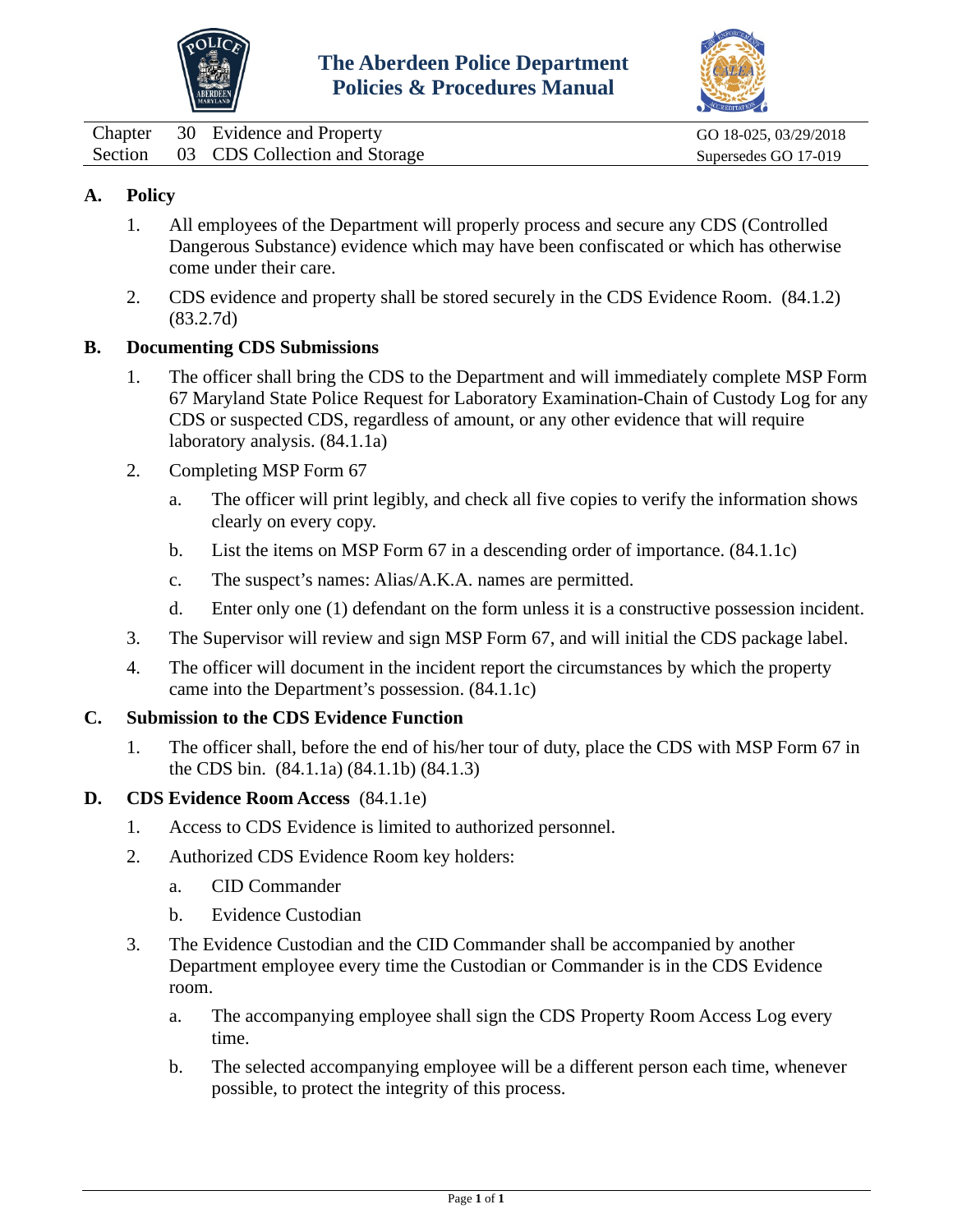Chapter 30 Evidence and Property
Section 03 CDS Collection and Storage

GO 18-025, 03/29/2018
Supersedes GO 17-019

## A. Policy

1. All employees of the Department will properly process and secure any CDS (Controlled Dangerous Substance) evidence which may have been confiscated or which has otherwise come under their care.
2. CDS evidence and property shall be stored securely in the CDS Evidence Room. (84.1.2) (83.2.7d)

## B. Documenting CDS Submissions

1. The officer shall bring the CDS to the Department and will immediately complete MSP Form 67 Maryland State Police Request for Laboratory Examination-Chain of Custody Log for any CDS or suspected CDS, regardless of amount, or any other evidence that will require laboratory analysis. (84.1.1a)
2. Completing MSP Form 67
   a. The officer will print legibly, and check all five copies to verify the information shows clearly on every copy.
   b. List the items on MSP Form 67 in a descending order of importance. (84.1.1c)
   c. The suspect's names: Alias/A.K.A. names are permitted.
   d. Enter only one (1) defendant on the form unless it is a constructive possession incident.
3. The Supervisor will review and sign MSP Form 67, and will initial the CDS package label.
4. The officer will document in the incident report the circumstances by which the property came into the Department's possession. (84.1.1c)

## C. Submission to the CDS Evidence Function

1. The officer shall, before the end of his/her tour of duty, place the CDS with MSP Form 67 in the CDS bin. (84.1.1a) (84.1.1b) (84.1.3)

## D. CDS Evidence Room Access (84.1.1e)

1. Access to CDS Evidence is limited to authorized personnel.
2. Authorized CDS Evidence Room key holders:
   a. CID Commander
   b. Evidence Custodian
3. The Evidence Custodian and the CID Commander shall be accompanied by another Department employee every time the Custodian or Commander is in the CDS Evidence room.
   a. The accompanying employee shall sign the CDS Property Room Access Log every time.
   b. The selected accompanying employee will be a different person each time, whenever possible, to protect the integrity of this process.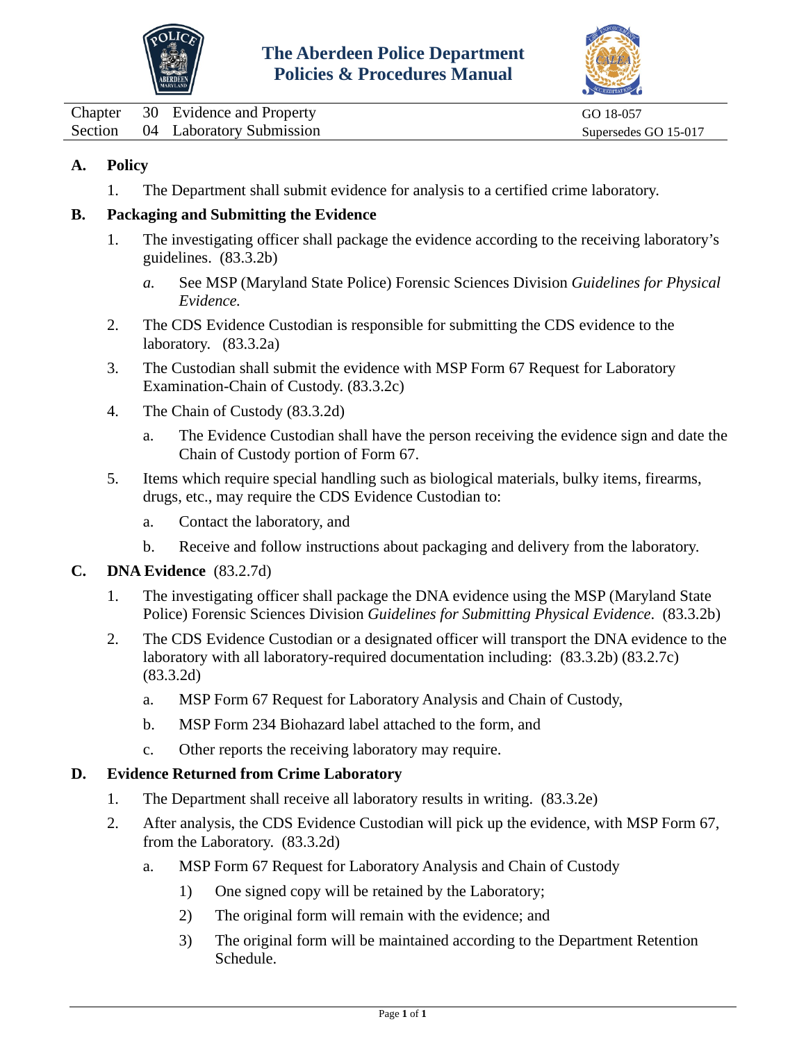# The Aberdeen Police Department
## Policies & Procedures Manual

| | | | |
|---|---|---|---|
| Chapter | 30 | Evidence and Property | GO 18-057 |
| Section | 04 | Laboratory Submission | Supersedes GO 15-017 |

**A. Policy**

1. The Department shall submit evidence for analysis to a certified crime laboratory.

**B. Packaging and Submitting the Evidence**

1. The investigating officer shall package the evidence according to the receiving laboratory's guidelines. (83.3.2b)
   - *a.* See MSP (Maryland State Police) Forensic Sciences Division *Guidelines for Physical Evidence.*
2. The CDS Evidence Custodian is responsible for submitting the CDS evidence to the laboratory. (83.3.2a)
3. The Custodian shall submit the evidence with MSP Form 67 Request for Laboratory Examination-Chain of Custody. (83.3.2c)
4. The Chain of Custody (83.3.2d)
   - a. The Evidence Custodian shall have the person receiving the evidence sign and date the Chain of Custody portion of Form 67.
5. Items which require special handling such as biological materials, bulky items, firearms, drugs, etc., may require the CDS Evidence Custodian to:
   - a. Contact the laboratory, and
   - b. Receive and follow instructions about packaging and delivery from the laboratory.

**C. DNA Evidence** (83.2.7d)

1. The investigating officer shall package the DNA evidence using the MSP (Maryland State Police) Forensic Sciences Division *Guidelines for Submitting Physical Evidence*. (83.3.2b)
2. The CDS Evidence Custodian or a designated officer will transport the DNA evidence to the laboratory with all laboratory-required documentation including: (83.3.2b) (83.2.7c) (83.3.2d)
   - a. MSP Form 67 Request for Laboratory Analysis and Chain of Custody,
   - b. MSP Form 234 Biohazard label attached to the form, and
   - c. Other reports the receiving laboratory may require.

**D. Evidence Returned from Crime Laboratory**

1. The Department shall receive all laboratory results in writing. (83.3.2e)
2. After analysis, the CDS Evidence Custodian will pick up the evidence, with MSP Form 67, from the Laboratory. (83.3.2d)
   - a. MSP Form 67 Request for Laboratory Analysis and Chain of Custody
     - 1) One signed copy will be retained by the Laboratory;
     - 2) The original form will remain with the evidence; and
     - 3) The original form will be maintained according to the Department Retention Schedule.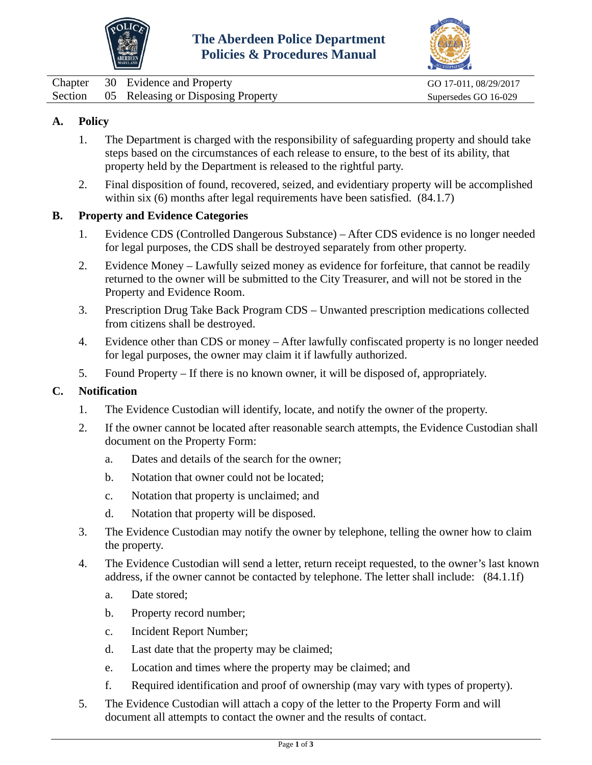# The Aberdeen Police Department Policies & Procedures Manual

| | | | |
|---|---|---|---|
| Chapter | 30 | Evidence and Property | GO 17-011, 08/29/2017 |
| Section | 05 | Releasing or Disposing Property | Supersedes GO 16-029 |

## A. Policy

1. The Department is charged with the responsibility of safeguarding property and should take steps based on the circumstances of each release to ensure, to the best of its ability, that property held by the Department is released to the rightful party.
2. Final disposition of found, recovered, seized, and evidentiary property will be accomplished within six (6) months after legal requirements have been satisfied. (84.1.7)

## B. Property and Evidence Categories

1. Evidence CDS (Controlled Dangerous Substance) – After CDS evidence is no longer needed for legal purposes, the CDS shall be destroyed separately from other property.
2. Evidence Money – Lawfully seized money as evidence for forfeiture, that cannot be readily returned to the owner will be submitted to the City Treasurer, and will not be stored in the Property and Evidence Room.
3. Prescription Drug Take Back Program CDS – Unwanted prescription medications collected from citizens shall be destroyed.
4. Evidence other than CDS or money – After lawfully confiscated property is no longer needed for legal purposes, the owner may claim it if lawfully authorized.
5. Found Property – If there is no known owner, it will be disposed of, appropriately.

## C. Notification

1. The Evidence Custodian will identify, locate, and notify the owner of the property.
2. If the owner cannot be located after reasonable search attempts, the Evidence Custodian shall document on the Property Form:
   a. Dates and details of the search for the owner;
   b. Notation that owner could not be located;
   c. Notation that property is unclaimed; and
   d. Notation that property will be disposed.
3. The Evidence Custodian may notify the owner by telephone, telling the owner how to claim the property.
4. The Evidence Custodian will send a letter, return receipt requested, to the owner's last known address, if the owner cannot be contacted by telephone. The letter shall include: (84.1.1f)
   a. Date stored;
   b. Property record number;
   c. Incident Report Number;
   d. Last date that the property may be claimed;
   e. Location and times where the property may be claimed; and
   f. Required identification and proof of ownership (may vary with types of property).
5. The Evidence Custodian will attach a copy of the letter to the Property Form and will document all attempts to contact the owner and the results of contact.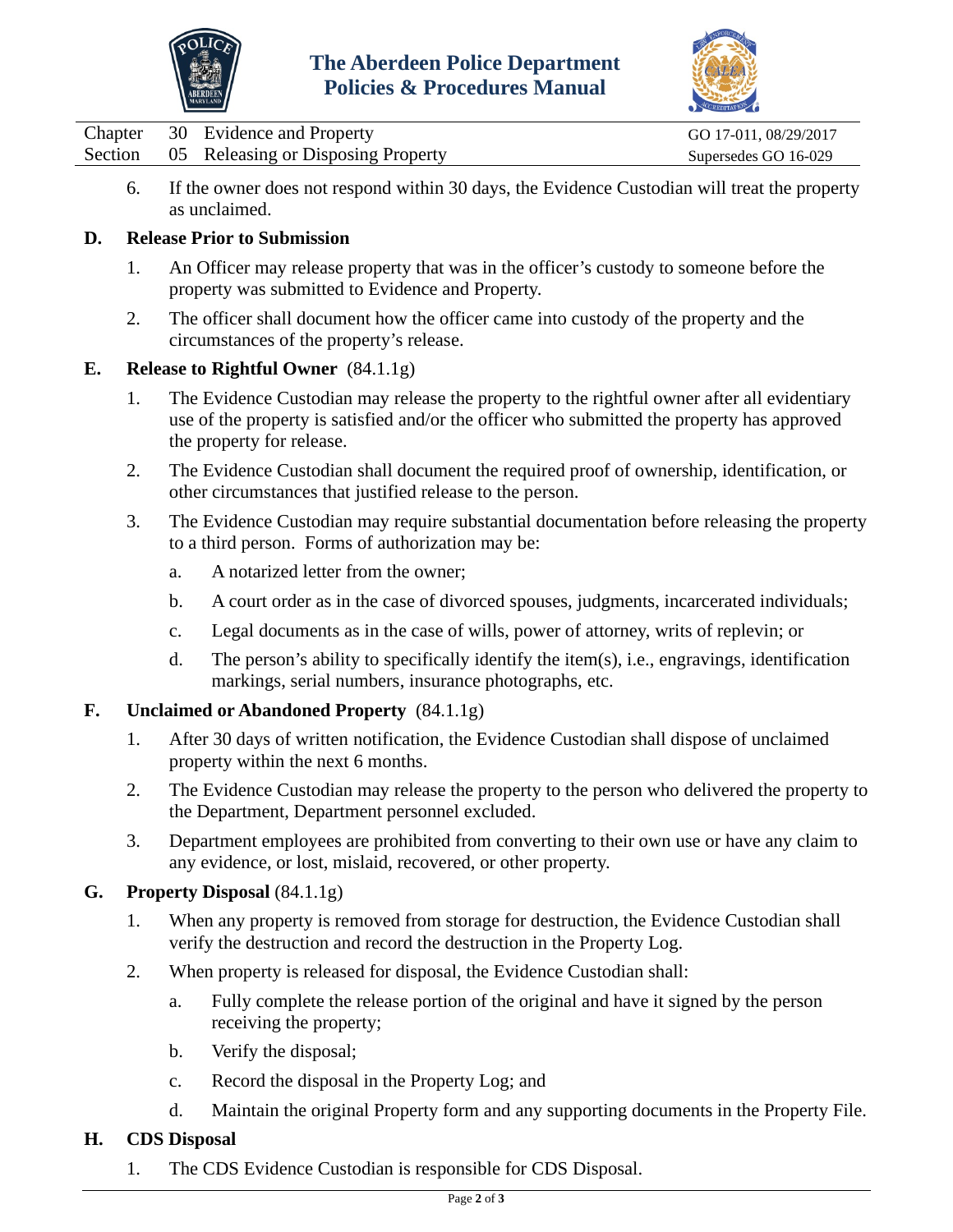6. If the owner does not respond within 30 days, the Evidence Custodian will treat the property as unclaimed.

**D. Release Prior to Submission**

1. An Officer may release property that was in the officer's custody to someone before the property was submitted to Evidence and Property.
2. The officer shall document how the officer came into custody of the property and the circumstances of the property's release.

**E. Release to Rightful Owner** (84.1.1g)

1. The Evidence Custodian may release the property to the rightful owner after all evidentiary use of the property is satisfied and/or the officer who submitted the property has approved the property for release.
2. The Evidence Custodian shall document the required proof of ownership, identification, or other circumstances that justified release to the person.
3. The Evidence Custodian may require substantial documentation before releasing the property to a third person. Forms of authorization may be:
   a. A notarized letter from the owner;
   b. A court order as in the case of divorced spouses, judgments, incarcerated individuals;
   c. Legal documents as in the case of wills, power of attorney, writs of replevin; or
   d. The person's ability to specifically identify the item(s), i.e., engravings, identification markings, serial numbers, insurance photographs, etc.

**F. Unclaimed or Abandoned Property** (84.1.1g)

1. After 30 days of written notification, the Evidence Custodian shall dispose of unclaimed property within the next 6 months.
2. The Evidence Custodian may release the property to the person who delivered the property to the Department, Department personnel excluded.
3. Department employees are prohibited from converting to their own use or have any claim to any evidence, or lost, mislaid, recovered, or other property.

**G. Property Disposal** (84.1.1g)

1. When any property is removed from storage for destruction, the Evidence Custodian shall verify the destruction and record the destruction in the Property Log.
2. When property is released for disposal, the Evidence Custodian shall:
   a. Fully complete the release portion of the original and have it signed by the person receiving the property;
   b. Verify the disposal;
   c. Record the disposal in the Property Log; and
   d. Maintain the original Property form and any supporting documents in the Property File.

**H. CDS Disposal**

1. The CDS Evidence Custodian is responsible for CDS Disposal.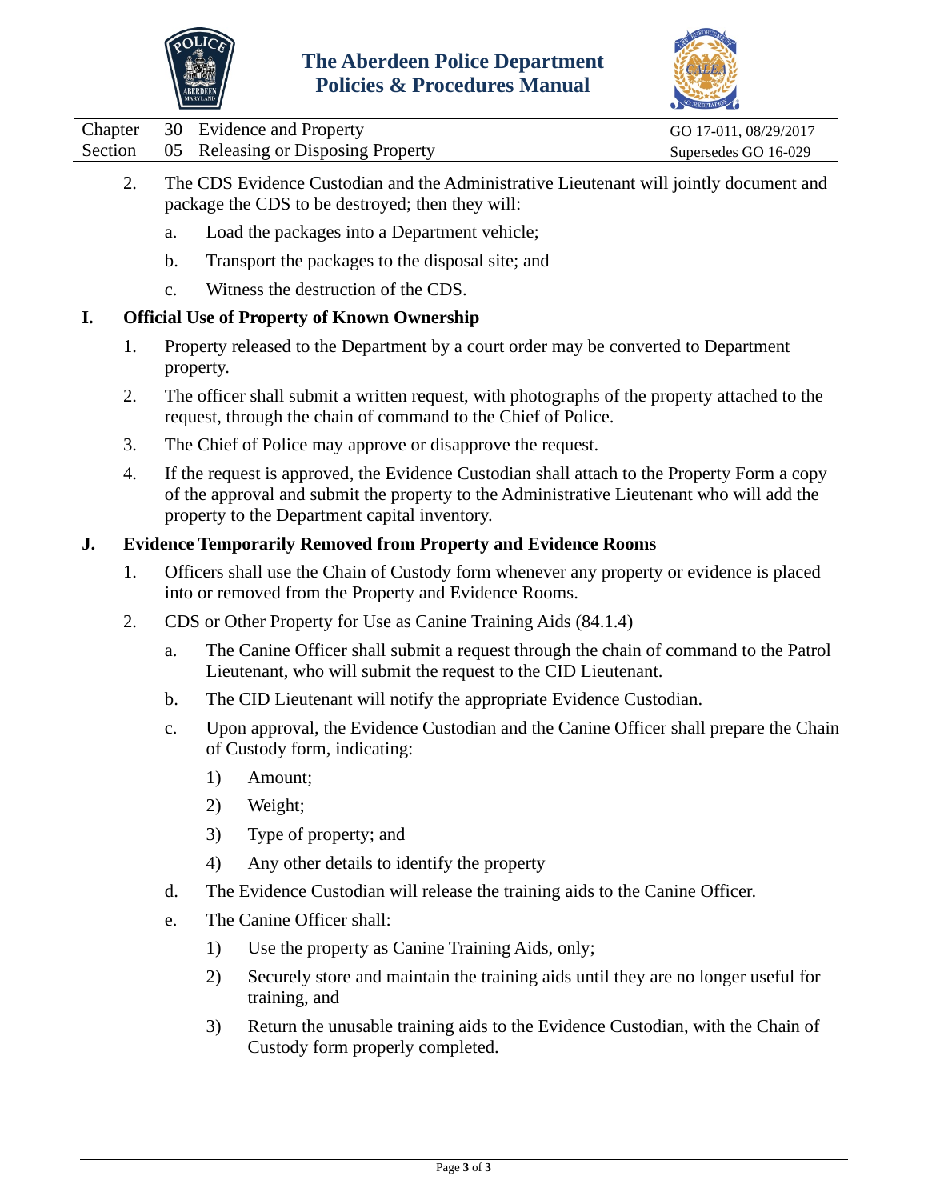2. The CDS Evidence Custodian and the Administrative Lieutenant will jointly document and package the CDS to be destroyed; then they will:

   a. Load the packages into a Department vehicle;

   b. Transport the packages to the disposal site; and

   c. Witness the destruction of the CDS.

## I. Official Use of Property of Known Ownership

1. Property released to the Department by a court order may be converted to Department property.

2. The officer shall submit a written request, with photographs of the property attached to the request, through the chain of command to the Chief of Police.

3. The Chief of Police may approve or disapprove the request.

4. If the request is approved, the Evidence Custodian shall attach to the Property Form a copy of the approval and submit the property to the Administrative Lieutenant who will add the property to the Department capital inventory.

## J. Evidence Temporarily Removed from Property and Evidence Rooms

1. Officers shall use the Chain of Custody form whenever any property or evidence is placed into or removed from the Property and Evidence Rooms.

2. CDS or Other Property for Use as Canine Training Aids (84.1.4)

   a. The Canine Officer shall submit a request through the chain of command to the Patrol Lieutenant, who will submit the request to the CID Lieutenant.

   b. The CID Lieutenant will notify the appropriate Evidence Custodian.

   c. Upon approval, the Evidence Custodian and the Canine Officer shall prepare the Chain of Custody form, indicating:

      1) Amount;

      2) Weight;

      3) Type of property; and

      4) Any other details to identify the property

   d. The Evidence Custodian will release the training aids to the Canine Officer.

   e. The Canine Officer shall:

      1) Use the property as Canine Training Aids, only;

      2) Securely store and maintain the training aids until they are no longer useful for training, and

      3) Return the unusable training aids to the Evidence Custodian, with the Chain of Custody form properly completed.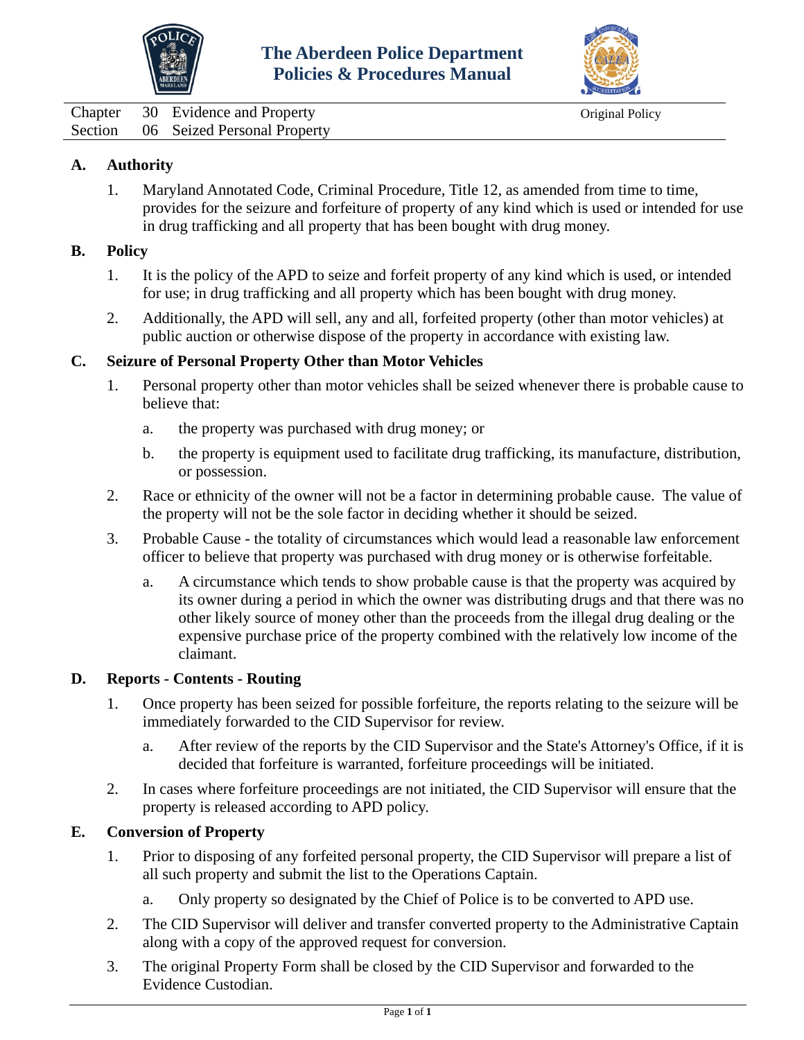# The Aberdeen Police Department
# Policies & Procedures Manual

Chapter 30 Evidence and Property
Section 06 Seized Personal Property

Original Policy

## A. Authority

1. Maryland Annotated Code, Criminal Procedure, Title 12, as amended from time to time, provides for the seizure and forfeiture of property of any kind which is used or intended for use in drug trafficking and all property that has been bought with drug money.

## B. Policy

1. It is the policy of the APD to seize and forfeit property of any kind which is used, or intended for use; in drug trafficking and all property which has been bought with drug money.
2. Additionally, the APD will sell, any and all, forfeited property (other than motor vehicles) at public auction or otherwise dispose of the property in accordance with existing law.

## C. Seizure of Personal Property Other than Motor Vehicles

1. Personal property other than motor vehicles shall be seized whenever there is probable cause to believe that:
   a. the property was purchased with drug money; or
   b. the property is equipment used to facilitate drug trafficking, its manufacture, distribution, or possession.
2. Race or ethnicity of the owner will not be a factor in determining probable cause. The value of the property will not be the sole factor in deciding whether it should be seized.
3. Probable Cause - the totality of circumstances which would lead a reasonable law enforcement officer to believe that property was purchased with drug money or is otherwise forfeitable.
   a. A circumstance which tends to show probable cause is that the property was acquired by its owner during a period in which the owner was distributing drugs and that there was no other likely source of money other than the proceeds from the illegal drug dealing or the expensive purchase price of the property combined with the relatively low income of the claimant.

## D. Reports - Contents - Routing

1. Once property has been seized for possible forfeiture, the reports relating to the seizure will be immediately forwarded to the CID Supervisor for review.
   a. After review of the reports by the CID Supervisor and the State's Attorney's Office, if it is decided that forfeiture is warranted, forfeiture proceedings will be initiated.
2. In cases where forfeiture proceedings are not initiated, the CID Supervisor will ensure that the property is released according to APD policy.

## E. Conversion of Property

1. Prior to disposing of any forfeited personal property, the CID Supervisor will prepare a list of all such property and submit the list to the Operations Captain.
   a. Only property so designated by the Chief of Police is to be converted to APD use.
2. The CID Supervisor will deliver and transfer converted property to the Administrative Captain along with a copy of the approved request for conversion.
3. The original Property Form shall be closed by the CID Supervisor and forwarded to the Evidence Custodian.